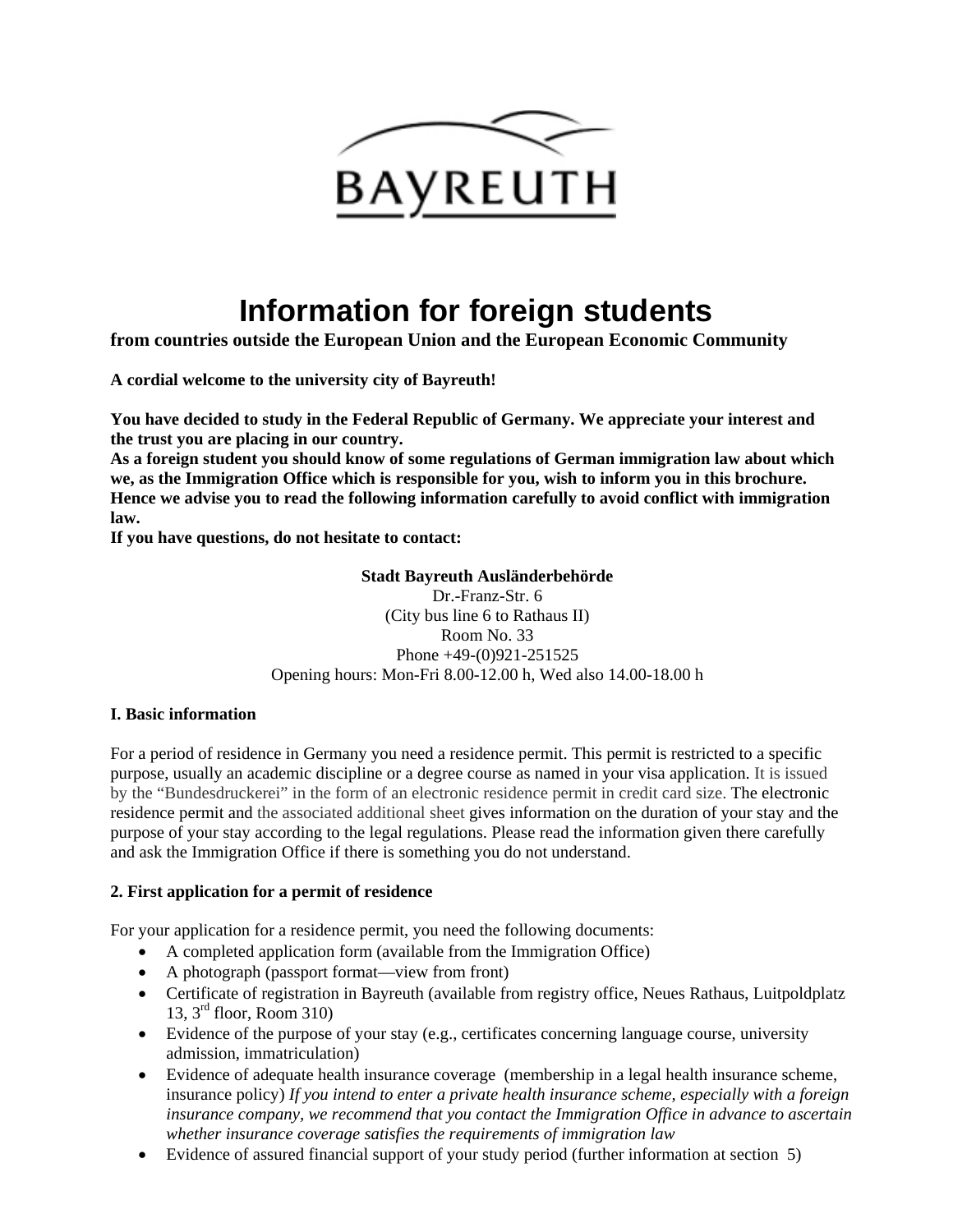# Information for foreign students

**from countries outside the European Union and the European Economic Community**

**A cordial welcome to the university city of Bayreuth!**

**You have decided to study in the Federal Republic of Germany. We appreciate your interest and the trust you are placing in our country.**
**As a foreign student you should know of some regulations of German immigration law about which we, as the Immigration Office which is responsible for you, wish to inform you in this brochure. Hence we advise you to read the following information carefully to avoid conflict with immigration law.**
**If you have questions, do not hesitate to contact:**

**Stadt Bayreuth Ausländerbehörde**
Dr.-Franz-Str. 6
(City bus line 6 to Rathaus II)
Room No. 33
Phone +49-(0)921-251525
Opening hours: Mon-Fri 8.00-12.00 h, Wed also 14.00-18.00 h

## I. Basic information

For a period of residence in Germany you need a residence permit. This permit is restricted to a specific purpose, usually an academic discipline or a degree course as named in your visa application. It is issued by the "Bundesdruckerei" in the form of an electronic residence permit in credit card size. The electronic residence permit and the associated additional sheet gives information on the duration of your stay and the purpose of your stay according to the legal regulations. Please read the information given there carefully and ask the Immigration Office if there is something you do not understand.

## 2. First application for a permit of residence

For your application for a residence permit, you need the following documents:

- A completed application form (available from the Immigration Office)
- A photograph (passport format—view from front)
- Certificate of registration in Bayreuth (available from registry office, Neues Rathaus, Luitpoldplatz 13, 3rd floor, Room 310)
- Evidence of the purpose of your stay (e.g., certificates concerning language course, university admission, immatriculation)
- Evidence of adequate health insurance coverage (membership in a legal health insurance scheme, insurance policy) *If you intend to enter a private health insurance scheme, especially with a foreign insurance company, we recommend that you contact the Immigration Office in advance to ascertain whether insurance coverage satisfies the requirements of immigration law*
- Evidence of assured financial support of your study period (further information at section 5)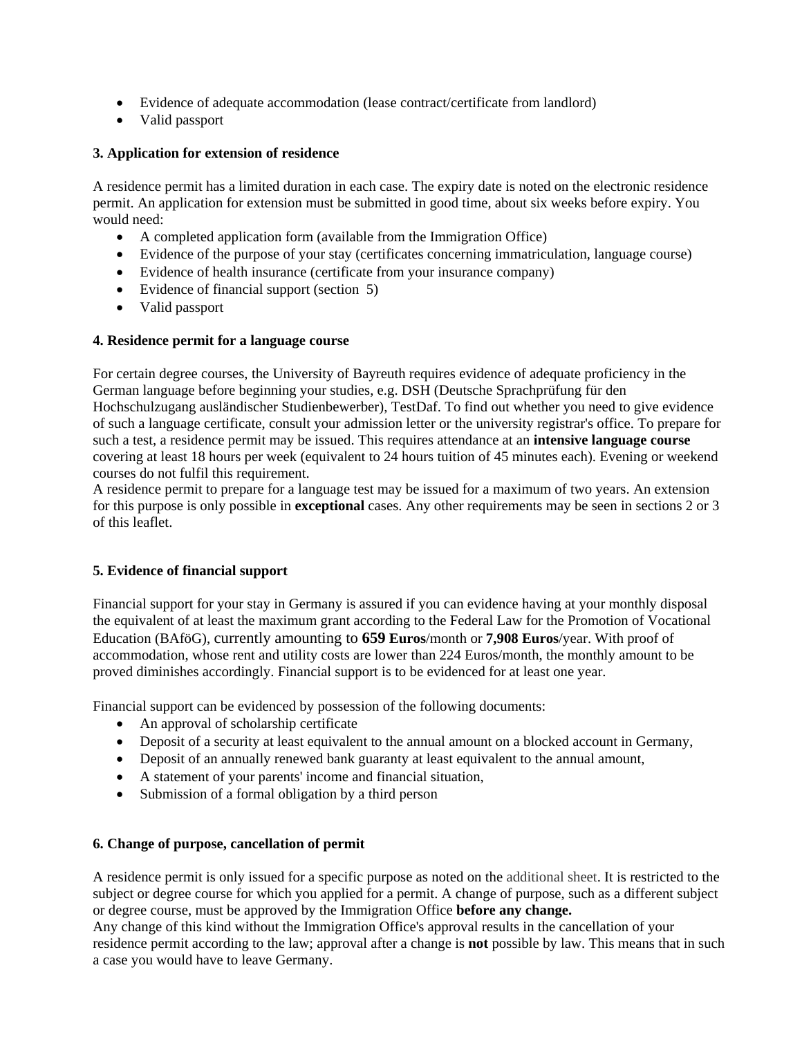- Evidence of adequate accommodation (lease contract/certificate from landlord)
- Valid passport

**3. Application for extension of residence**

A residence permit has a limited duration in each case. The expiry date is noted on the electronic residence permit. An application for extension must be submitted in good time, about six weeks before expiry. You would need:

- A completed application form (available from the Immigration Office)
- Evidence of the purpose of your stay (certificates concerning immatriculation, language course)
- Evidence of health insurance (certificate from your insurance company)
- Evidence of financial support (section 5)
- Valid passport

**4. Residence permit for a language course**

For certain degree courses, the University of Bayreuth requires evidence of adequate proficiency in the German language before beginning your studies, e.g. DSH (Deutsche Sprachprüfung für den Hochschulzugang ausländischer Studienbewerber), TestDaf. To find out whether you need to give evidence of such a language certificate, consult your admission letter or the university registrar's office. To prepare for such a test, a residence permit may be issued. This requires attendance at an **intensive language course** covering at least 18 hours per week (equivalent to 24 hours tuition of 45 minutes each). Evening or weekend courses do not fulfil this requirement.
A residence permit to prepare for a language test may be issued for a maximum of two years. An extension for this purpose is only possible in **exceptional** cases. Any other requirements may be seen in sections 2 or 3 of this leaflet.

**5. Evidence of financial support**

Financial support for your stay in Germany is assured if you can evidence having at your monthly disposal the equivalent of at least the maximum grant according to the Federal Law for the Promotion of Vocational Education (BAföG), currently amounting to **659 Euros**/month or **7,908 Euros**/year. With proof of accommodation, whose rent and utility costs are lower than 224 Euros/month, the monthly amount to be proved diminishes accordingly. Financial support is to be evidenced for at least one year.

Financial support can be evidenced by possession of the following documents:

- An approval of scholarship certificate
- Deposit of a security at least equivalent to the annual amount on a blocked account in Germany,
- Deposit of an annually renewed bank guaranty at least equivalent to the annual amount,
- A statement of your parents' income and financial situation,
- Submission of a formal obligation by a third person

**6. Change of purpose, cancellation of permit**

A residence permit is only issued for a specific purpose as noted on the additional sheet. It is restricted to the subject or degree course for which you applied for a permit. A change of purpose, such as a different subject or degree course, must be approved by the Immigration Office **before any change.**
Any change of this kind without the Immigration Office's approval results in the cancellation of your residence permit according to the law; approval after a change is **not** possible by law. This means that in such a case you would have to leave Germany.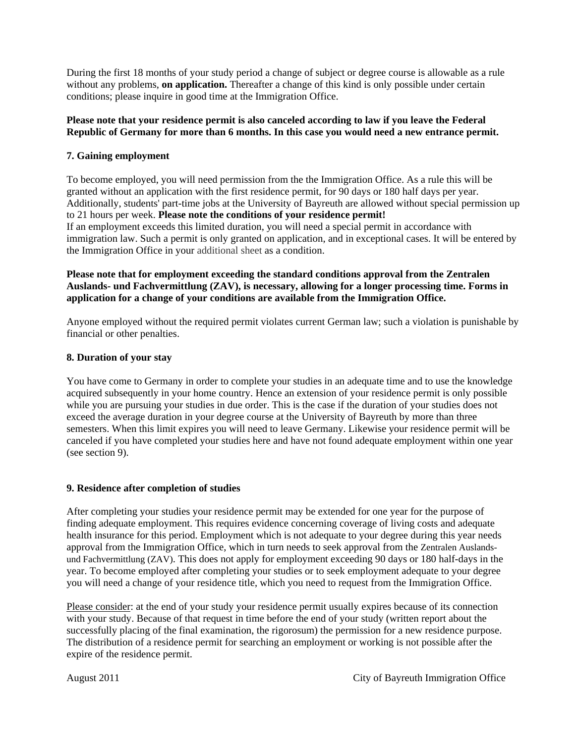During the first 18 months of your study period a change of subject or degree course is allowable as a rule without any problems, **on application.** Thereafter a change of this kind is only possible under certain conditions; please inquire in good time at the Immigration Office.

**Please note that your residence permit is also canceled according to law if you leave the Federal Republic of Germany for more than 6 months. In this case you would need a new entrance permit.**

### 7. Gaining employment

To become employed, you will need permission from the the Immigration Office. As a rule this will be granted without an application with the first residence permit, for 90 days or 180 half days per year. Additionally, students' part-time jobs at the University of Bayreuth are allowed without special permission up to 21 hours per week. **Please note the conditions of your residence permit!**
If an employment exceeds this limited duration, you will need a special permit in accordance with immigration law. Such a permit is only granted on application, and in exceptional cases. It will be entered by the Immigration Office in your additional sheet as a condition.

**Please note that for employment exceeding the standard conditions approval from the Zentralen Auslands- und Fachvermittlung (ZAV), is necessary, allowing for a longer processing time. Forms in application for a change of your conditions are available from the Immigration Office.**

Anyone employed without the required permit violates current German law; such a violation is punishable by financial or other penalties.

### 8. Duration of your stay

You have come to Germany in order to complete your studies in an adequate time and to use the knowledge acquired subsequently in your home country. Hence an extension of your residence permit is only possible while you are pursuing your studies in due order. This is the case if the duration of your studies does not exceed the average duration in your degree course at the University of Bayreuth by more than three semesters. When this limit expires you will need to leave Germany. Likewise your residence permit will be canceled if you have completed your studies here and have not found adequate employment within one year (see section 9).

### 9. Residence after completion of studies

After completing your studies your residence permit may be extended for one year for the purpose of finding adequate employment. This requires evidence concerning coverage of living costs and adequate health insurance for this period. Employment which is not adequate to your degree during this year needs approval from the Immigration Office, which in turn needs to seek approval from the Zentralen Auslands- und Fachvermittlung (ZAV). This does not apply for employment exceeding 90 days or 180 half-days in the year. To become employed after completing your studies or to seek employment adequate to your degree you will need a change of your residence title, which you need to request from the Immigration Office.

Please consider: at the end of your study your residence permit usually expires because of its connection with your study. Because of that request in time before the end of your study (written report about the successfully placing of the final examination, the rigorosum) the permission for a new residence purpose. The distribution of a residence permit for searching an employment or working is not possible after the expire of the residence permit.

August 2011 City of Bayreuth Immigration Office